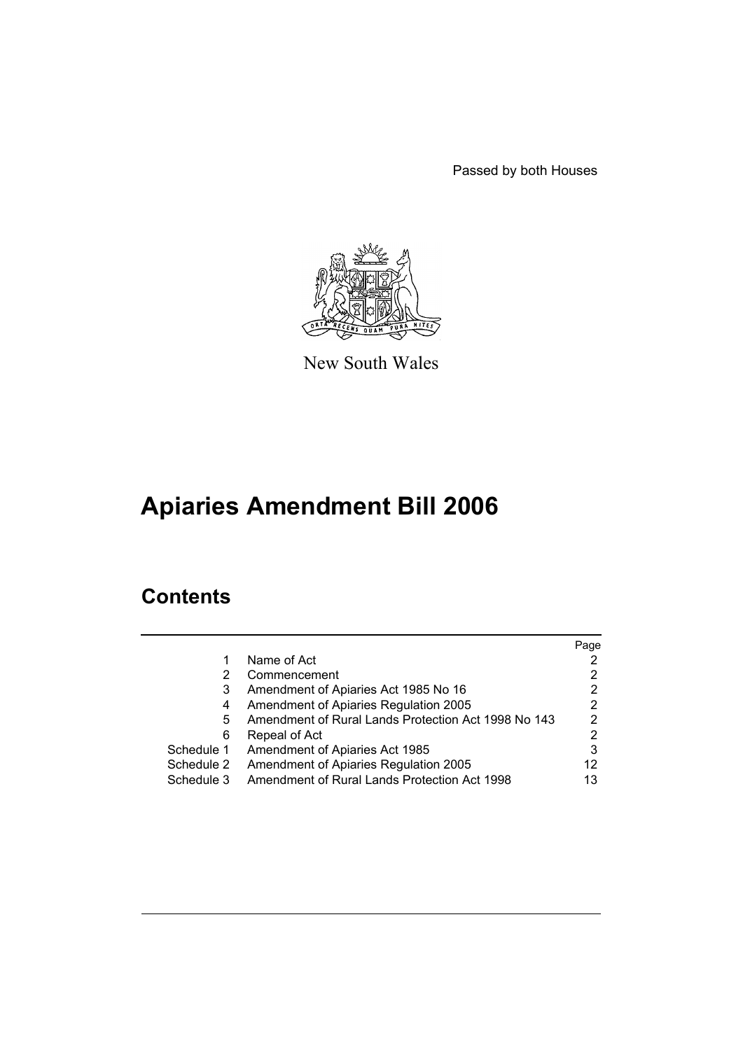Passed by both Houses

New South Wales

# Apiaries Amendment Bill 2006

## Contents

| | | Page |
|---|---|---|
| 1 | Name of Act | 2 |
| 2 | Commencement | 2 |
| 3 | Amendment of Apiaries Act 1985 No 16 | 2 |
| 4 | Amendment of Apiaries Regulation 2005 | 2 |
| 5 | Amendment of Rural Lands Protection Act 1998 No 143 | 2 |
| 6 | Repeal of Act | 2 |
| Schedule 1 | Amendment of Apiaries Act 1985 | 3 |
| Schedule 2 | Amendment of Apiaries Regulation 2005 | 12 |
| Schedule 3 | Amendment of Rural Lands Protection Act 1998 | 13 |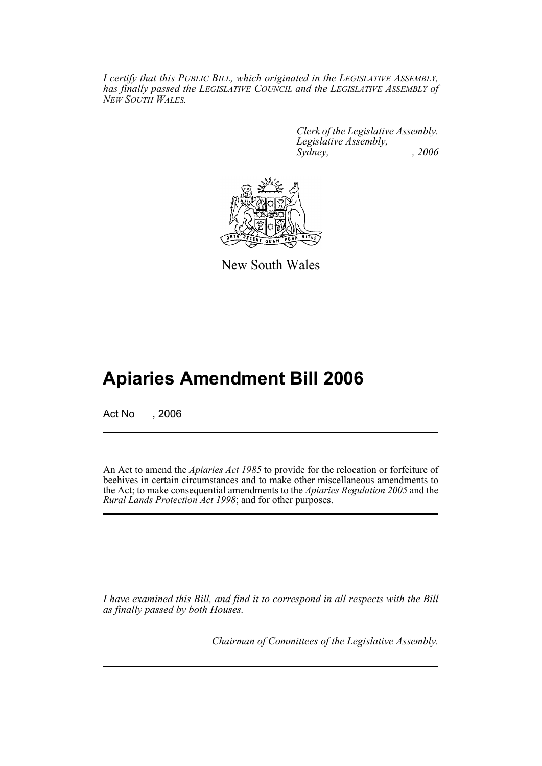*I certify that this PUBLIC BILL, which originated in the LEGISLATIVE ASSEMBLY, has finally passed the LEGISLATIVE COUNCIL and the LEGISLATIVE ASSEMBLY of NEW SOUTH WALES.*

*Clerk of the Legislative Assembly.*
*Legislative Assembly,*
*Sydney, , 2006*

New South Wales

# Apiaries Amendment Bill 2006

Act No , 2006

An Act to amend the *Apiaries Act 1985* to provide for the relocation or forfeiture of beehives in certain circumstances and to make other miscellaneous amendments to the Act; to make consequential amendments to the *Apiaries Regulation 2005* and the *Rural Lands Protection Act 1998*; and for other purposes.

*I have examined this Bill, and find it to correspond in all respects with the Bill as finally passed by both Houses.*

*Chairman of Committees of the Legislative Assembly.*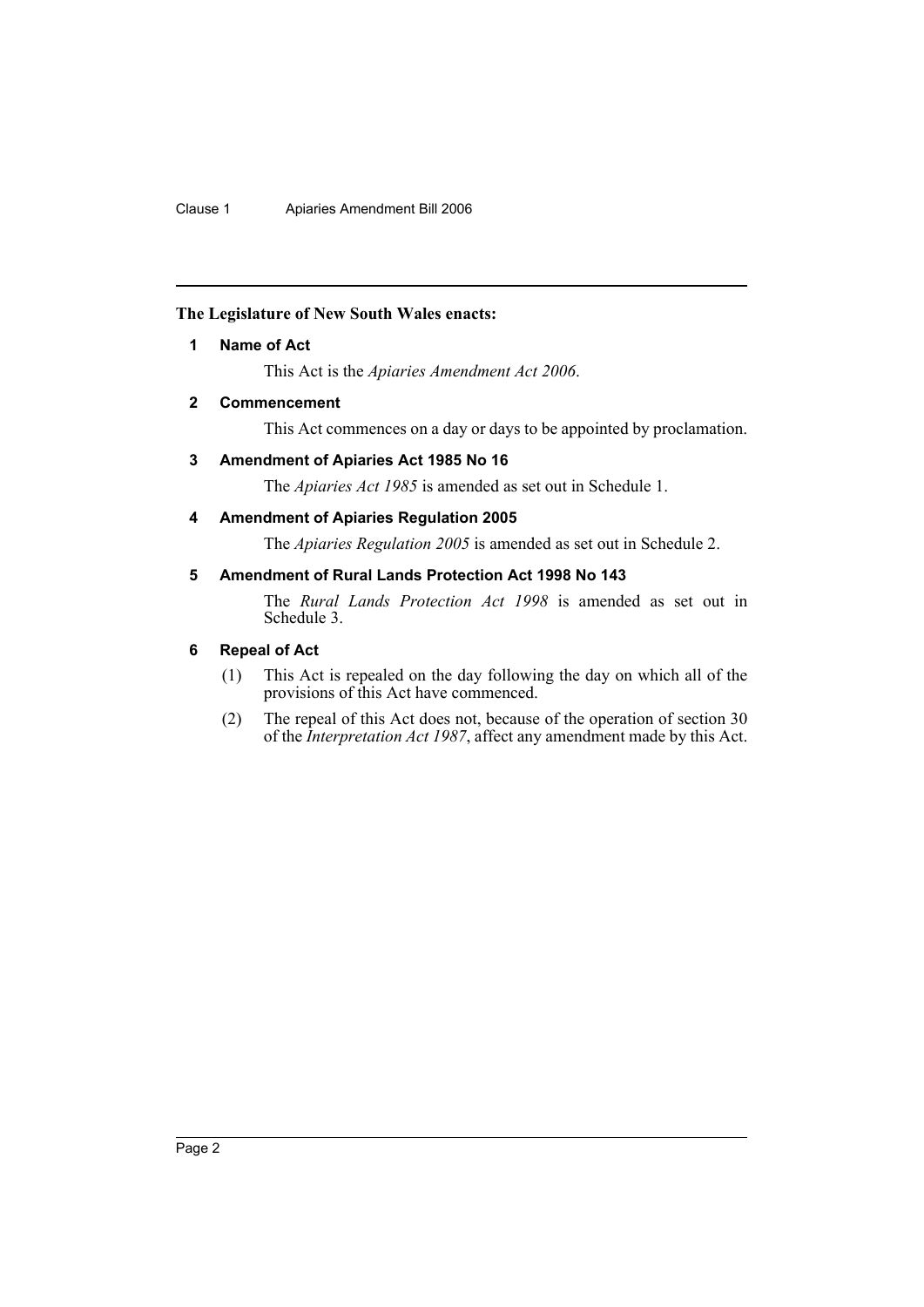**The Legislature of New South Wales enacts:**

## 1 Name of Act

This Act is the *Apiaries Amendment Act 2006*.

## 2 Commencement

This Act commences on a day or days to be appointed by proclamation.

## 3 Amendment of Apiaries Act 1985 No 16

The *Apiaries Act 1985* is amended as set out in Schedule 1.

## 4 Amendment of Apiaries Regulation 2005

The *Apiaries Regulation 2005* is amended as set out in Schedule 2.

## 5 Amendment of Rural Lands Protection Act 1998 No 143

The *Rural Lands Protection Act 1998* is amended as set out in Schedule 3.

## 6 Repeal of Act

(1) This Act is repealed on the day following the day on which all of the provisions of this Act have commenced.

(2) The repeal of this Act does not, because of the operation of section 30 of the *Interpretation Act 1987*, affect any amendment made by this Act.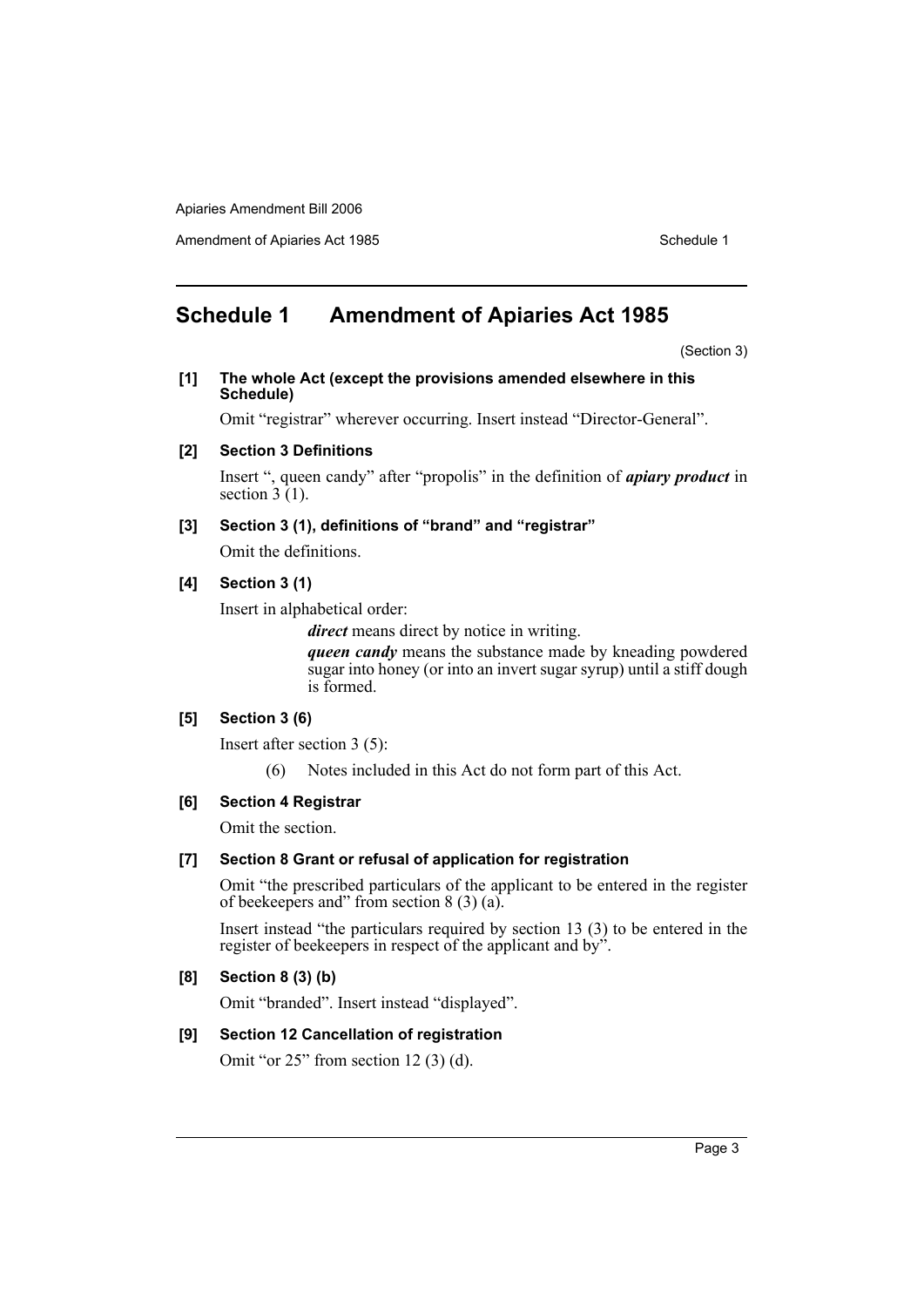# Schedule 1 Amendment of Apiaries Act 1985

(Section 3)

**[1] The whole Act (except the provisions amended elsewhere in this Schedule)**

Omit "registrar" wherever occurring. Insert instead "Director-General".

**[2] Section 3 Definitions**

Insert ", queen candy" after "propolis" in the definition of ***apiary product*** in section 3 (1).

**[3] Section 3 (1), definitions of "brand" and "registrar"**

Omit the definitions.

**[4] Section 3 (1)**

Insert in alphabetical order:

> ***direct*** means direct by notice in writing.
>
> ***queen candy*** means the substance made by kneading powdered sugar into honey (or into an invert sugar syrup) until a stiff dough is formed.

**[5] Section 3 (6)**

Insert after section 3 (5):

> (6) Notes included in this Act do not form part of this Act.

**[6] Section 4 Registrar**

Omit the section.

**[7] Section 8 Grant or refusal of application for registration**

Omit "the prescribed particulars of the applicant to be entered in the register of beekeepers and" from section 8 (3) (a).

Insert instead "the particulars required by section 13 (3) to be entered in the register of beekeepers in respect of the applicant and by".

**[8] Section 8 (3) (b)**

Omit "branded". Insert instead "displayed".

**[9] Section 12 Cancellation of registration**

Omit "or 25" from section 12 (3) (d).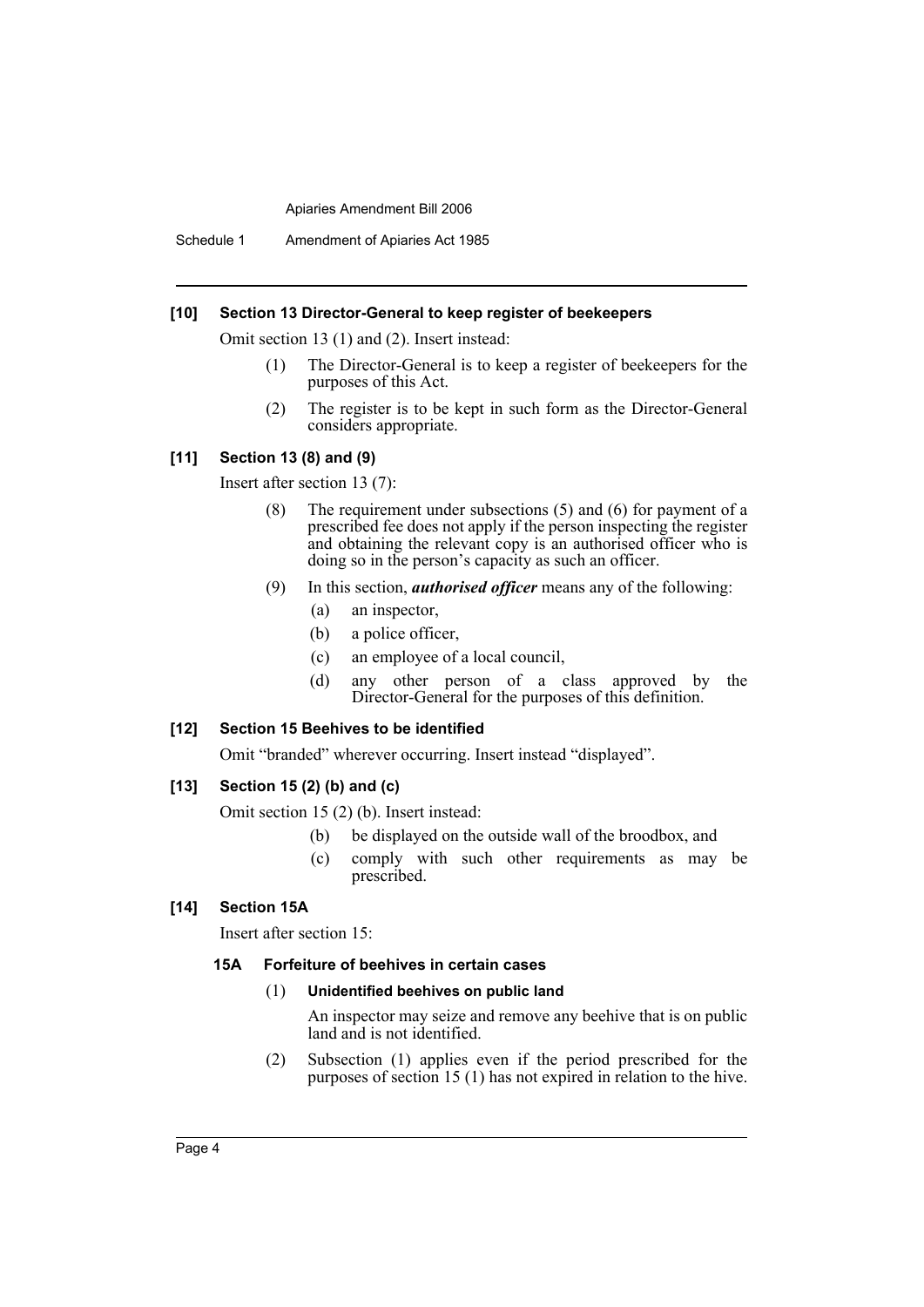#### [10] Section 13 Director-General to keep register of beekeepers

Omit section 13 (1) and (2). Insert instead:

(1) The Director-General is to keep a register of beekeepers for the purposes of this Act.

(2) The register is to be kept in such form as the Director-General considers appropriate.

#### [11] Section 13 (8) and (9)

Insert after section 13 (7):

(8) The requirement under subsections (5) and (6) for payment of a prescribed fee does not apply if the person inspecting the register and obtaining the relevant copy is an authorised officer who is doing so in the person's capacity as such an officer.

(9) In this section, ***authorised officer*** means any of the following:

- (a) an inspector,
- (b) a police officer,
- (c) an employee of a local council,
- (d) any other person of a class approved by the Director-General for the purposes of this definition.

#### [12] Section 15 Beehives to be identified

Omit "branded" wherever occurring. Insert instead "displayed".

#### [13] Section 15 (2) (b) and (c)

Omit section 15 (2) (b). Insert instead:

- (b) be displayed on the outside wall of the broodbox, and
- (c) comply with such other requirements as may be prescribed.

#### [14] Section 15A

Insert after section 15:

##### 15A Forfeiture of beehives in certain cases

(1) **Unidentified beehives on public land**

An inspector may seize and remove any beehive that is on public land and is not identified.

(2) Subsection (1) applies even if the period prescribed for the purposes of section 15 (1) has not expired in relation to the hive.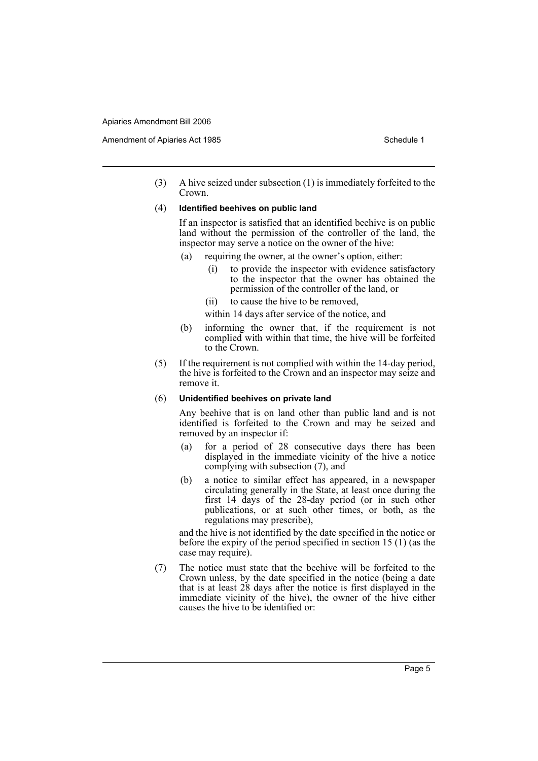(3) A hive seized under subsection (1) is immediately forfeited to the Crown.

(4) **Identified beehives on public land**

If an inspector is satisfied that an identified beehive is on public land without the permission of the controller of the land, the inspector may serve a notice on the owner of the hive:

- (a) requiring the owner, at the owner's option, either:
  - (i) to provide the inspector with evidence satisfactory to the inspector that the owner has obtained the permission of the controller of the land, or
  - (ii) to cause the hive to be removed,

  within 14 days after service of the notice, and
- (b) informing the owner that, if the requirement is not complied with within that time, the hive will be forfeited to the Crown.

(5) If the requirement is not complied with within the 14-day period, the hive is forfeited to the Crown and an inspector may seize and remove it.

(6) **Unidentified beehives on private land**

Any beehive that is on land other than public land and is not identified is forfeited to the Crown and may be seized and removed by an inspector if:

- (a) for a period of 28 consecutive days there has been displayed in the immediate vicinity of the hive a notice complying with subsection (7), and
- (b) a notice to similar effect has appeared, in a newspaper circulating generally in the State, at least once during the first 14 days of the 28-day period (or in such other publications, or at such other times, or both, as the regulations may prescribe),

and the hive is not identified by the date specified in the notice or before the expiry of the period specified in section 15 (1) (as the case may require).

(7) The notice must state that the beehive will be forfeited to the Crown unless, by the date specified in the notice (being a date that is at least 28 days after the notice is first displayed in the immediate vicinity of the hive), the owner of the hive either causes the hive to be identified or: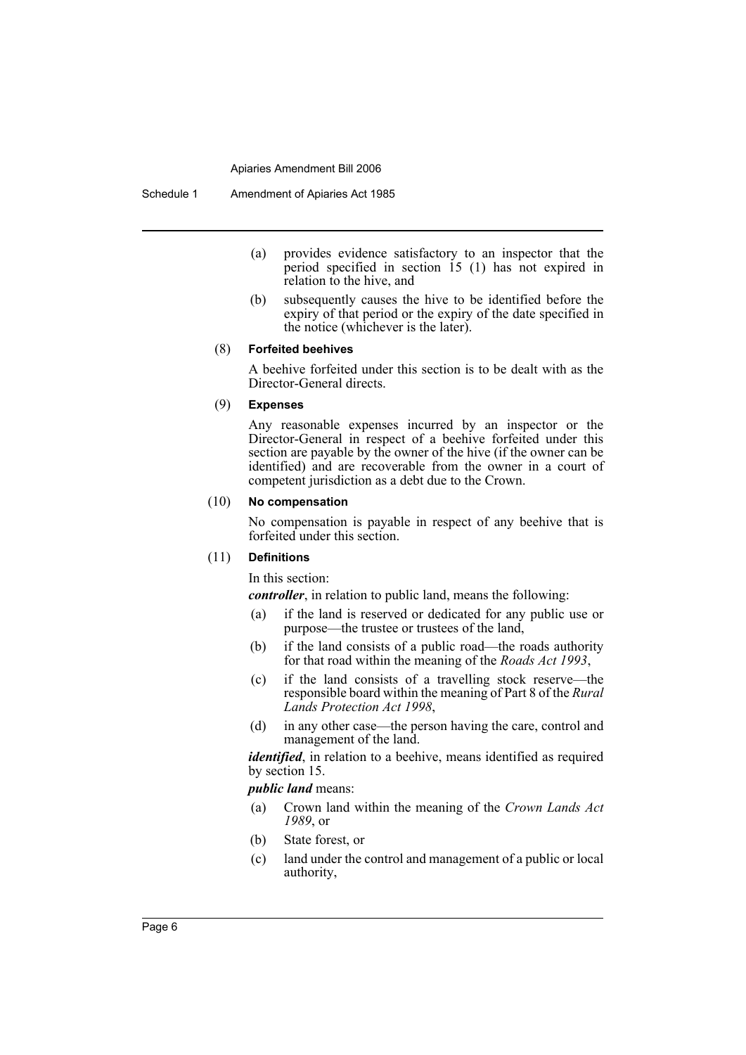(a) provides evidence satisfactory to an inspector that the period specified in section 15 (1) has not expired in relation to the hive, and

(b) subsequently causes the hive to be identified before the expiry of that period or the expiry of the date specified in the notice (whichever is the later).

(8) **Forfeited beehives**

A beehive forfeited under this section is to be dealt with as the Director-General directs.

(9) **Expenses**

Any reasonable expenses incurred by an inspector or the Director-General in respect of a beehive forfeited under this section are payable by the owner of the hive (if the owner can be identified) and are recoverable from the owner in a court of competent jurisdiction as a debt due to the Crown.

(10) **No compensation**

No compensation is payable in respect of any beehive that is forfeited under this section.

(11) **Definitions**

In this section:

***controller***, in relation to public land, means the following:

(a) if the land is reserved or dedicated for any public use or purpose—the trustee or trustees of the land,

(b) if the land consists of a public road—the roads authority for that road within the meaning of the *Roads Act 1993*,

(c) if the land consists of a travelling stock reserve—the responsible board within the meaning of Part 8 of the *Rural Lands Protection Act 1998*,

(d) in any other case—the person having the care, control and management of the land.

***identified***, in relation to a beehive, means identified as required by section 15.

***public land*** means:

(a) Crown land within the meaning of the *Crown Lands Act 1989*, or

(b) State forest, or

(c) land under the control and management of a public or local authority,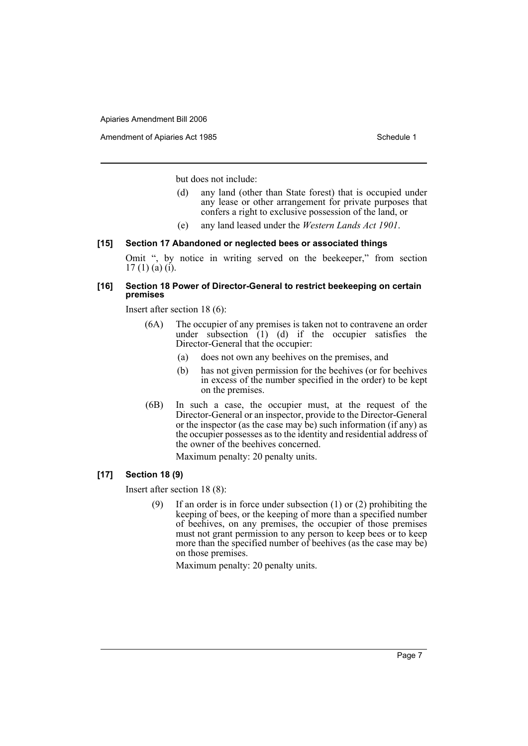but does not include:

- (d) any land (other than State forest) that is occupied under any lease or other arrangement for private purposes that confers a right to exclusive possession of the land, or
- (e) any land leased under the *Western Lands Act 1901*.

#### [15] Section 17 Abandoned or neglected bees or associated things

Omit ", by notice in writing served on the beekeeper," from section 17 (1) (a) (i).

#### [16] Section 18 Power of Director-General to restrict beekeeping on certain premises

Insert after section 18 (6):

> (6A) The occupier of any premises is taken not to contravene an order under subsection (1) (d) if the occupier satisfies the Director-General that the occupier:
>
> (a) does not own any beehives on the premises, and
>
> (b) has not given permission for the beehives (or for beehives in excess of the number specified in the order) to be kept on the premises.
>
> (6B) In such a case, the occupier must, at the request of the Director-General or an inspector, provide to the Director-General or the inspector (as the case may be) such information (if any) as the occupier possesses as to the identity and residential address of the owner of the beehives concerned.
>
> Maximum penalty: 20 penalty units.

#### [17] Section 18 (9)

Insert after section 18 (8):

> (9) If an order is in force under subsection (1) or (2) prohibiting the keeping of bees, or the keeping of more than a specified number of beehives, on any premises, the occupier of those premises must not grant permission to any person to keep bees or to keep more than the specified number of beehives (as the case may be) on those premises.
>
> Maximum penalty: 20 penalty units.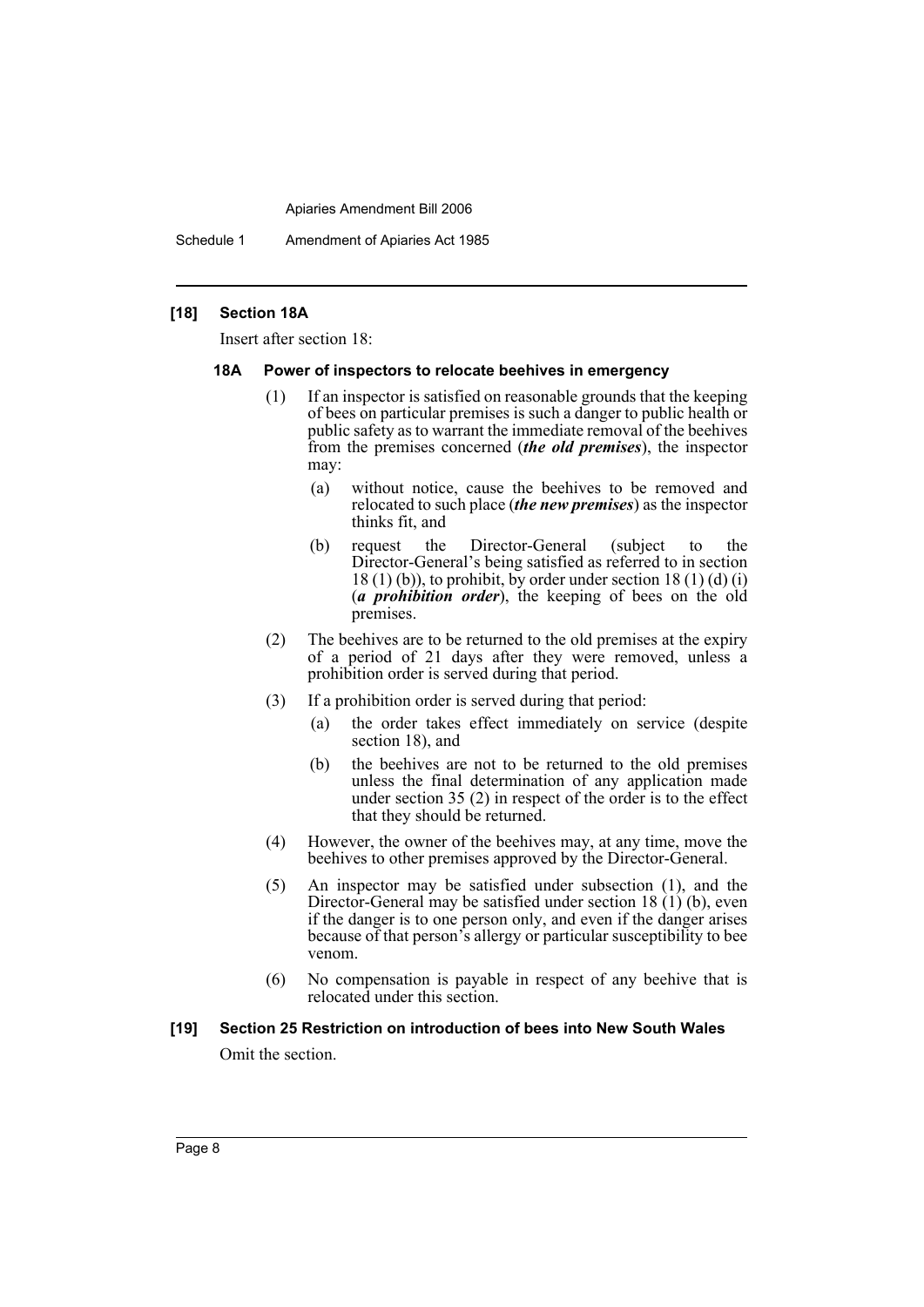### [18] Section 18A

Insert after section 18:

#### 18A Power of inspectors to relocate beehives in emergency

(1) If an inspector is satisfied on reasonable grounds that the keeping of bees on particular premises is such a danger to public health or public safety as to warrant the immediate removal of the beehives from the premises concerned (***the old premises***), the inspector may:

- (a) without notice, cause the beehives to be removed and relocated to such place (***the new premises***) as the inspector thinks fit, and
- (b) request the Director-General (subject to the Director-General's being satisfied as referred to in section 18 (1) (b)), to prohibit, by order under section 18 (1) (d) (i) (***a prohibition order***), the keeping of bees on the old premises.

(2) The beehives are to be returned to the old premises at the expiry of a period of 21 days after they were removed, unless a prohibition order is served during that period.

(3) If a prohibition order is served during that period:

- (a) the order takes effect immediately on service (despite section 18), and
- (b) the beehives are not to be returned to the old premises unless the final determination of any application made under section 35 (2) in respect of the order is to the effect that they should be returned.

(4) However, the owner of the beehives may, at any time, move the beehives to other premises approved by the Director-General.

(5) An inspector may be satisfied under subsection (1), and the Director-General may be satisfied under section 18 (1) (b), even if the danger is to one person only, and even if the danger arises because of that person's allergy or particular susceptibility to bee venom.

(6) No compensation is payable in respect of any beehive that is relocated under this section.

### [19] Section 25 Restriction on introduction of bees into New South Wales

Omit the section.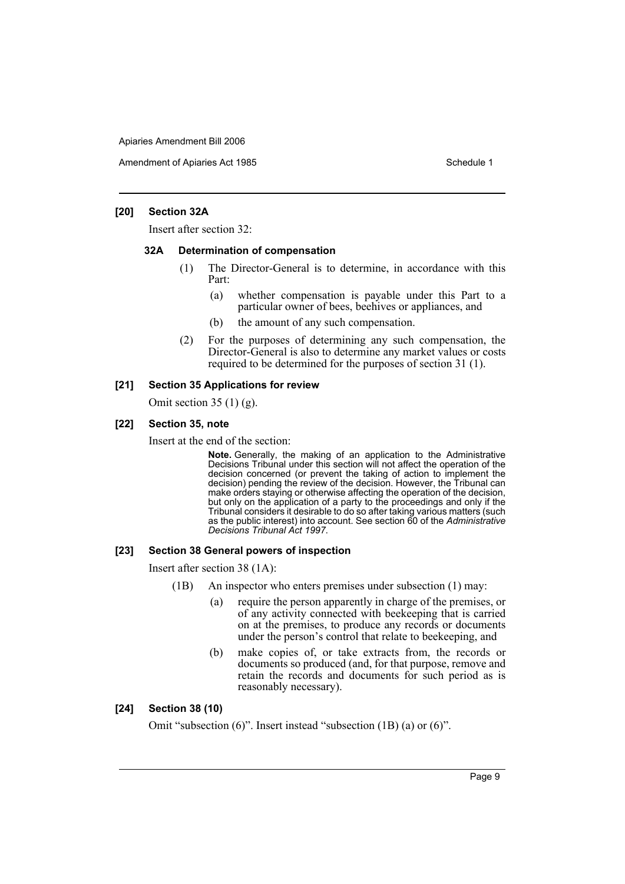#### [20] Section 32A

Insert after section 32:

##### 32A Determination of compensation

(1) The Director-General is to determine, in accordance with this Part:

(a) whether compensation is payable under this Part to a particular owner of bees, beehives or appliances, and

(b) the amount of any such compensation.

(2) For the purposes of determining any such compensation, the Director-General is also to determine any market values or costs required to be determined for the purposes of section 31 (1).

#### [21] Section 35 Applications for review

Omit section 35 (1) (g).

#### [22] Section 35, note

Insert at the end of the section:

**Note.** Generally, the making of an application to the Administrative Decisions Tribunal under this section will not affect the operation of the decision concerned (or prevent the taking of action to implement the decision) pending the review of the decision. However, the Tribunal can make orders staying or otherwise affecting the operation of the decision, but only on the application of a party to the proceedings and only if the Tribunal considers it desirable to do so after taking various matters (such as the public interest) into account. See section 60 of the *Administrative Decisions Tribunal Act 1997*.

#### [23] Section 38 General powers of inspection

Insert after section 38 (1A):

(1B) An inspector who enters premises under subsection (1) may:

(a) require the person apparently in charge of the premises, or of any activity connected with beekeeping that is carried on at the premises, to produce any records or documents under the person's control that relate to beekeeping, and

(b) make copies of, or take extracts from, the records or documents so produced (and, for that purpose, remove and retain the records and documents for such period as is reasonably necessary).

#### [24] Section 38 (10)

Omit "subsection (6)". Insert instead "subsection (1B) (a) or (6)".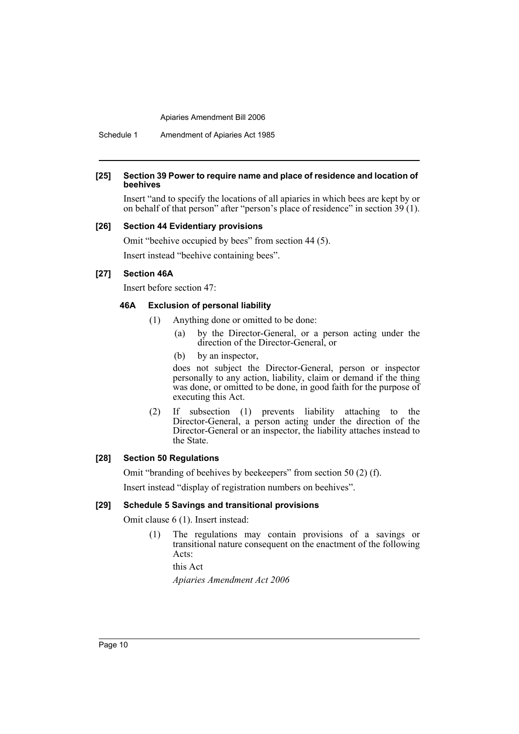#### [25] Section 39 Power to require name and place of residence and location of beehives

Insert "and to specify the locations of all apiaries in which bees are kept by or on behalf of that person" after "person's place of residence" in section 39 (1).

#### [26] Section 44 Evidentiary provisions

Omit "beehive occupied by bees" from section 44 (5).

Insert instead "beehive containing bees".

#### [27] Section 46A

Insert before section 47:

**46A Exclusion of personal liability**

(1) Anything done or omitted to be done:

- (a) by the Director-General, or a person acting under the direction of the Director-General, or
- (b) by an inspector,

does not subject the Director-General, person or inspector personally to any action, liability, claim or demand if the thing was done, or omitted to be done, in good faith for the purpose of executing this Act.

(2) If subsection (1) prevents liability attaching to the Director-General, a person acting under the direction of the Director-General or an inspector, the liability attaches instead to the State.

#### [28] Section 50 Regulations

Omit "branding of beehives by beekeepers" from section 50 (2) (f).

Insert instead "display of registration numbers on beehives".

#### [29] Schedule 5 Savings and transitional provisions

Omit clause 6 (1). Insert instead:

(1) The regulations may contain provisions of a savings or transitional nature consequent on the enactment of the following Acts:

this Act

*Apiaries Amendment Act 2006*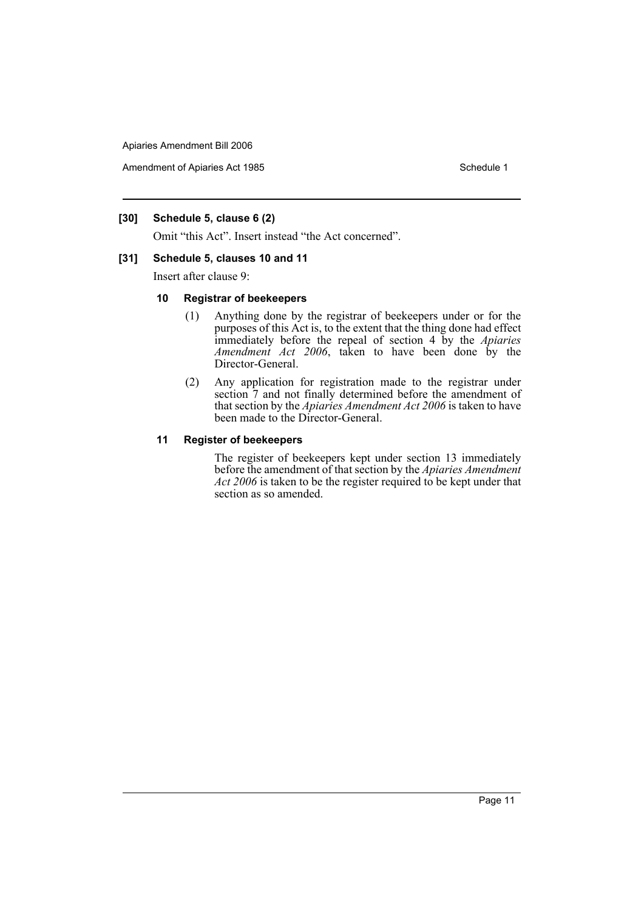**[30] Schedule 5, clause 6 (2)**

Omit "this Act". Insert instead "the Act concerned".

**[31] Schedule 5, clauses 10 and 11**

Insert after clause 9:

**10 Registrar of beekeepers**

(1) Anything done by the registrar of beekeepers under or for the purposes of this Act is, to the extent that the thing done had effect immediately before the repeal of section 4 by the *Apiaries Amendment Act 2006*, taken to have been done by the Director-General.

(2) Any application for registration made to the registrar under section 7 and not finally determined before the amendment of that section by the *Apiaries Amendment Act 2006* is taken to have been made to the Director-General.

**11 Register of beekeepers**

The register of beekeepers kept under section 13 immediately before the amendment of that section by the *Apiaries Amendment Act 2006* is taken to be the register required to be kept under that section as so amended.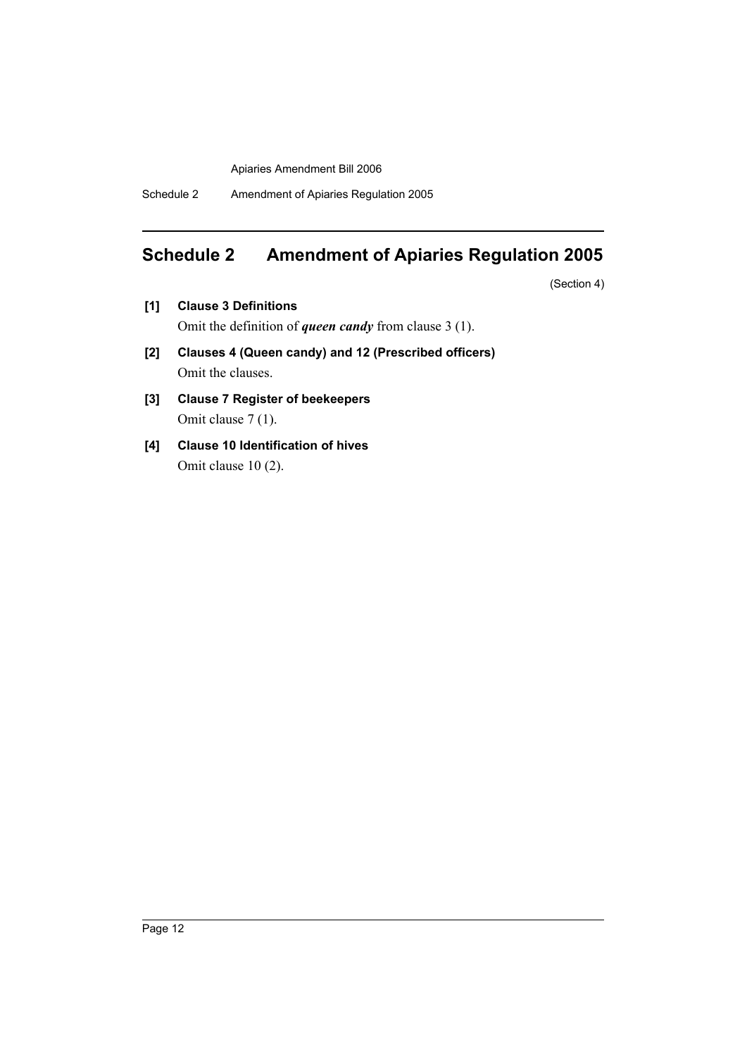# Schedule 2 Amendment of Apiaries Regulation 2005

(Section 4)

**[1] Clause 3 Definitions**

Omit the definition of ***queen candy*** from clause 3 (1).

**[2] Clauses 4 (Queen candy) and 12 (Prescribed officers)**

Omit the clauses.

**[3] Clause 7 Register of beekeepers**

Omit clause 7 (1).

**[4] Clause 10 Identification of hives**

Omit clause 10 (2).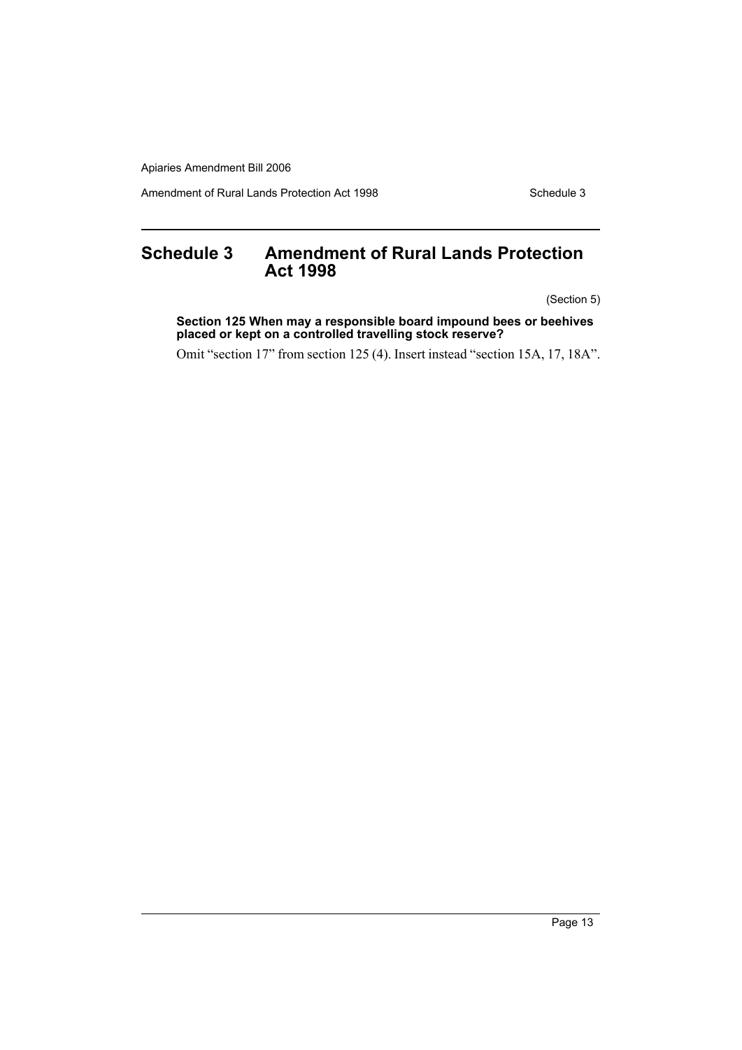# Schedule 3 Amendment of Rural Lands Protection Act 1998

(Section 5)

**Section 125 When may a responsible board impound bees or beehives placed or kept on a controlled travelling stock reserve?**

Omit "section 17" from section 125 (4). Insert instead "section 15A, 17, 18A".